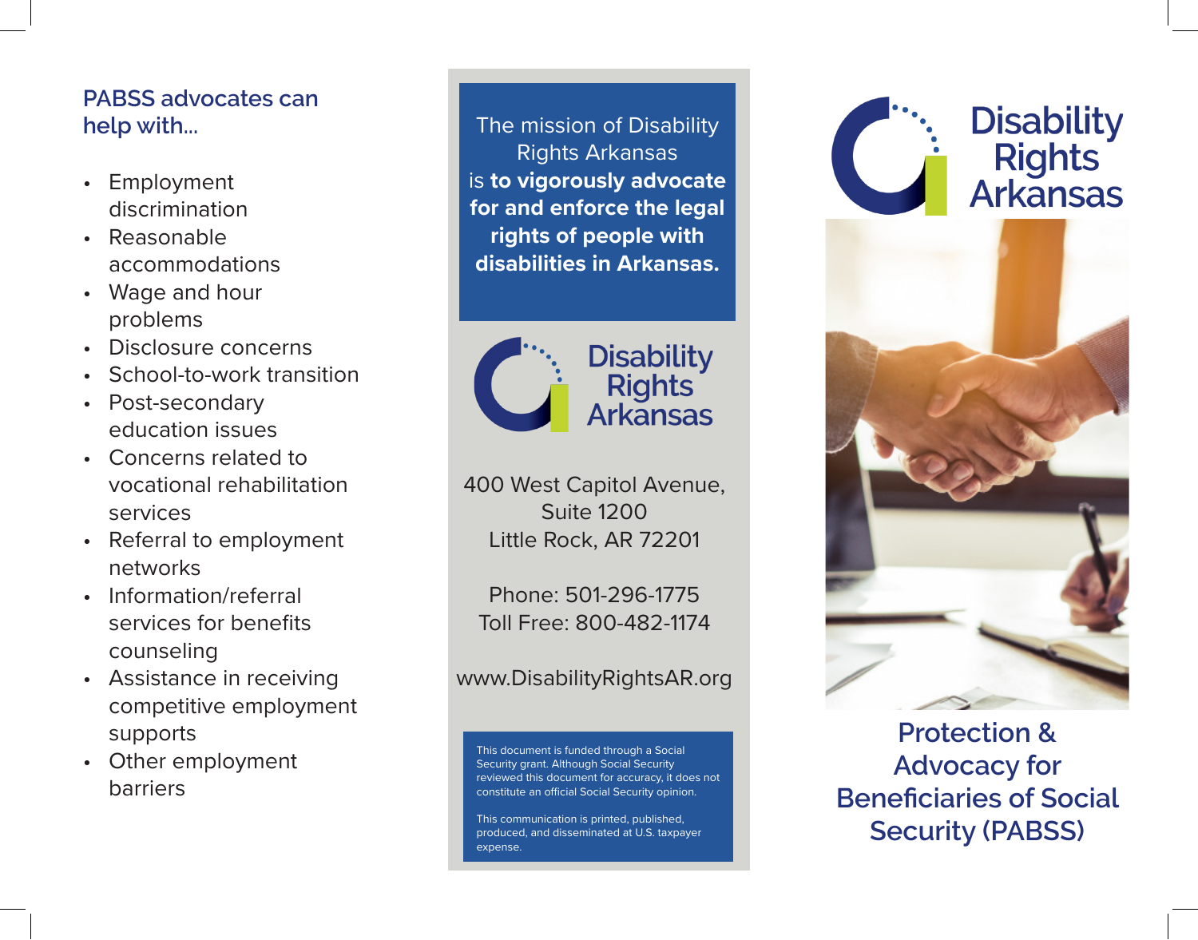## PABSS advocates can help with...

- Employment discrimination
- Reasonable accommodations
- Wage and hour problems
- Disclosure concerns
- School-to-work transition
- Post-secondary education issues
- Concerns related to vocational rehabilitation services
- Referral to employment networks
- Information/referral services for benefits counseling
- Assistance in receiving competitive employment supports
- Other employment barriers

The mission of Disability Rights Arkansas is **to vigorously advocate for and enforce the legal rights of people with disabilities in Arkansas.**

Disability Rights Arkansas

400 West Capitol Avenue,
Suite 1200
Little Rock, AR 72201

Phone: 501-296-1775
Toll Free: 800-482-1174

www.DisabilityRightsAR.org

This document is funded through a Social Security grant. Although Social Security reviewed this document for accuracy, it does not constitute an official Social Security opinion.

This communication is printed, published, produced, and disseminated at U.S. taxpayer expense.

# Disability Rights Arkansas

# Protection & Advocacy for Beneficiaries of Social Security (PABSS)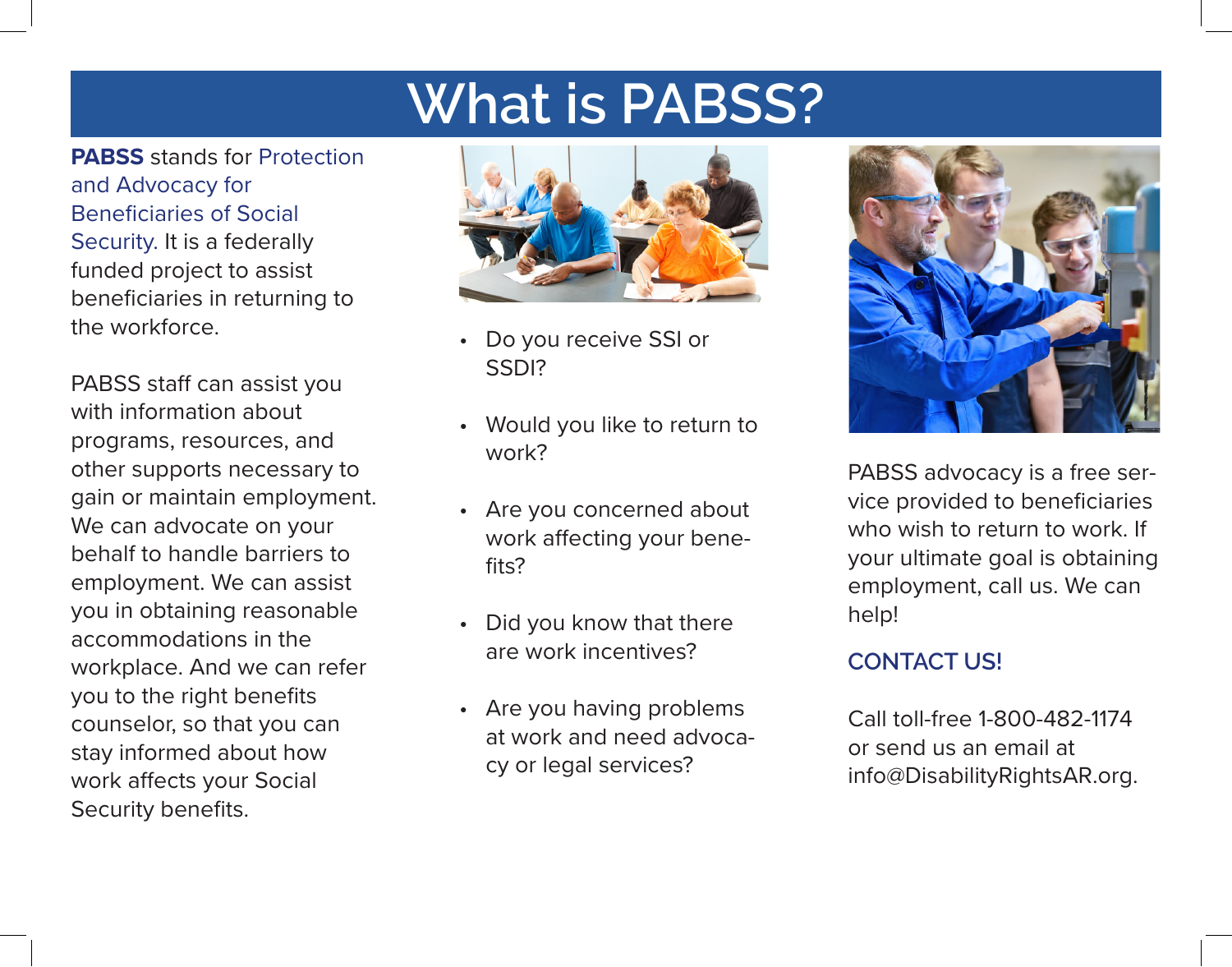# What is PABSS?

**PABSS** stands for Protection and Advocacy for Beneficiaries of Social Security. It is a federally funded project to assist beneficiaries in returning to the workforce.

PABSS staff can assist you with information about programs, resources, and other supports necessary to gain or maintain employment. We can advocate on your behalf to handle barriers to employment. We can assist you in obtaining reasonable accommodations in the workplace. And we can refer you to the right benefits counselor, so that you can stay informed about how work affects your Social Security benefits.

- Do you receive SSI or SSDI?
- Would you like to return to work?
- Are you concerned about work affecting your benefits?
- Did you know that there are work incentives?
- Are you having problems at work and need advocacy or legal services?

PABSS advocacy is a free service provided to beneficiaries who wish to return to work. If your ultimate goal is obtaining employment, call us. We can help!

## CONTACT US!

Call toll-free 1-800-482-1174 or send us an email at info@DisabilityRightsAR.org.